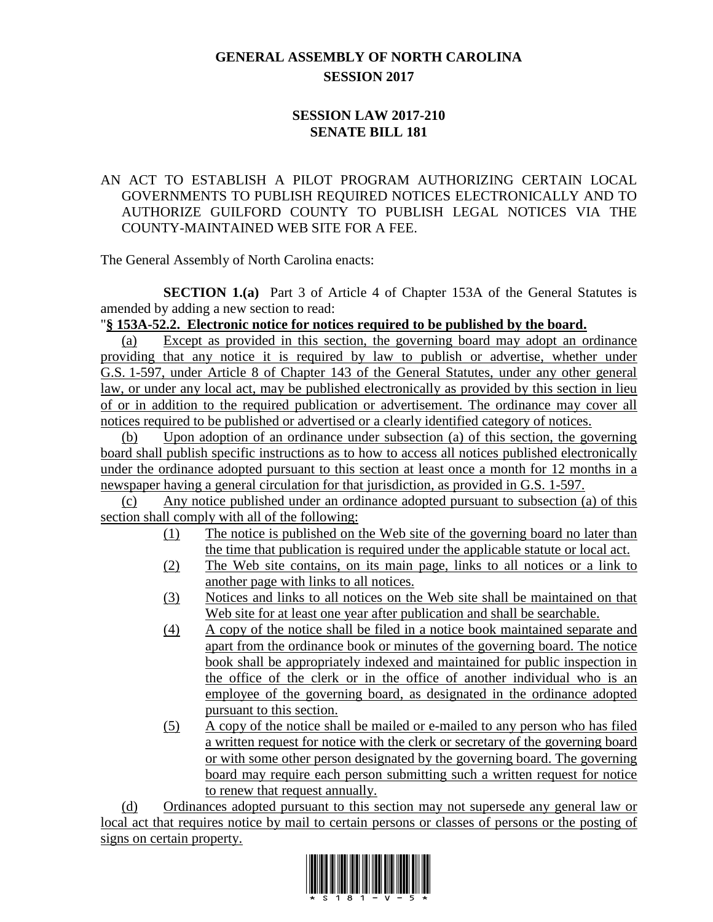# GENERAL ASSEMBLY OF NORTH CAROLINA
## SESSION 2017

## SESSION LAW 2017-210
## SENATE BILL 181

AN ACT TO ESTABLISH A PILOT PROGRAM AUTHORIZING CERTAIN LOCAL GOVERNMENTS TO PUBLISH REQUIRED NOTICES ELECTRONICALLY AND TO AUTHORIZE GUILFORD COUNTY TO PUBLISH LEGAL NOTICES VIA THE COUNTY-MAINTAINED WEB SITE FOR A FEE.

The General Assembly of North Carolina enacts:

**SECTION 1.(a)** Part 3 of Article 4 of Chapter 153A of the General Statutes is amended by adding a new section to read:

"**§ 153A-52.2. Electronic notice for notices required to be published by the board.**

(a) Except as provided in this section, the governing board may adopt an ordinance providing that any notice it is required by law to publish or advertise, whether under G.S. 1-597, under Article 8 of Chapter 143 of the General Statutes, under any other general law, or under any local act, may be published electronically as provided by this section in lieu of or in addition to the required publication or advertisement. The ordinance may cover all notices required to be published or advertised or a clearly identified category of notices.

(b) Upon adoption of an ordinance under subsection (a) of this section, the governing board shall publish specific instructions as to how to access all notices published electronically under the ordinance adopted pursuant to this section at least once a month for 12 months in a newspaper having a general circulation for that jurisdiction, as provided in G.S. 1-597.

(c) Any notice published under an ordinance adopted pursuant to subsection (a) of this section shall comply with all of the following:

(1) The notice is published on the Web site of the governing board no later than the time that publication is required under the applicable statute or local act.
(2) The Web site contains, on its main page, links to all notices or a link to another page with links to all notices.
(3) Notices and links to all notices on the Web site shall be maintained on that Web site for at least one year after publication and shall be searchable.
(4) A copy of the notice shall be filed in a notice book maintained separate and apart from the ordinance book or minutes of the governing board. The notice book shall be appropriately indexed and maintained for public inspection in the office of the clerk or in the office of another individual who is an employee of the governing board, as designated in the ordinance adopted pursuant to this section.
(5) A copy of the notice shall be mailed or e-mailed to any person who has filed a written request for notice with the clerk or secretary of the governing board or with some other person designated by the governing board. The governing board may require each person submitting such a written request for notice to renew that request annually.

(d) Ordinances adopted pursuant to this section may not supersede any general law or local act that requires notice by mail to certain persons or classes of persons or the posting of signs on certain property.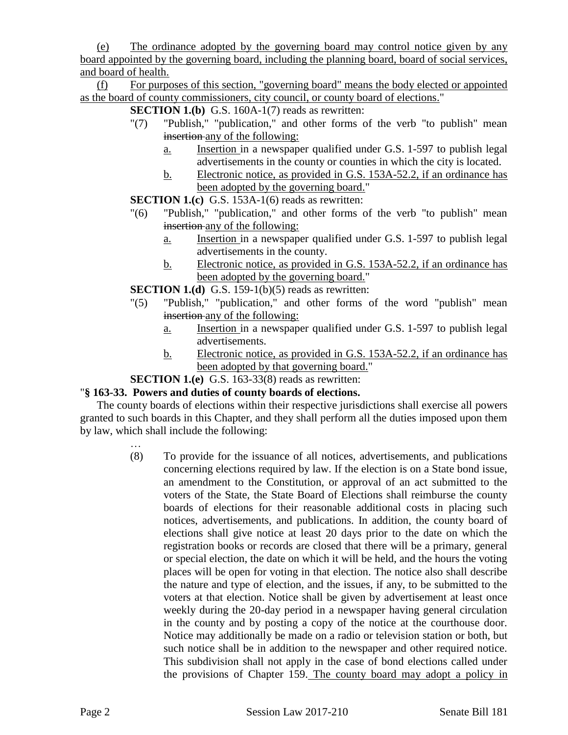(e) The ordinance adopted by the governing board may control notice given by any board appointed by the governing board, including the planning board, board of social services, and board of health.

(f) For purposes of this section, "governing board" means the body elected or appointed as the board of county commissioners, city council, or county board of elections."

**SECTION 1.(b)** G.S. 160A-1(7) reads as rewritten:

"(7) "Publish," "publication," and other forms of the verb "to publish" mean ~~insertion~~ any of the following:

a. Insertion in a newspaper qualified under G.S. 1-597 to publish legal advertisements in the county or counties in which the city is located.

b. Electronic notice, as provided in G.S. 153A-52.2, if an ordinance has been adopted by the governing board."

**SECTION 1.(c)** G.S. 153A-1(6) reads as rewritten:

"(6) "Publish," "publication," and other forms of the verb "to publish" mean ~~insertion~~ any of the following:

a. Insertion in a newspaper qualified under G.S. 1-597 to publish legal advertisements in the county.

b. Electronic notice, as provided in G.S. 153A-52.2, if an ordinance has been adopted by the governing board."

**SECTION 1.(d)** G.S. 159-1(b)(5) reads as rewritten:

"(5) "Publish," "publication," and other forms of the word "publish" mean ~~insertion~~ any of the following:

a. Insertion in a newspaper qualified under G.S. 1-597 to publish legal advertisements.

b. Electronic notice, as provided in G.S. 153A-52.2, if an ordinance has been adopted by that governing board."

**SECTION 1.(e)** G.S. 163-33(8) reads as rewritten:

"**§ 163-33. Powers and duties of county boards of elections.**

The county boards of elections within their respective jurisdictions shall exercise all powers granted to such boards in this Chapter, and they shall perform all the duties imposed upon them by law, which shall include the following:

…

(8) To provide for the issuance of all notices, advertisements, and publications concerning elections required by law. If the election is on a State bond issue, an amendment to the Constitution, or approval of an act submitted to the voters of the State, the State Board of Elections shall reimburse the county boards of elections for their reasonable additional costs in placing such notices, advertisements, and publications. In addition, the county board of elections shall give notice at least 20 days prior to the date on which the registration books or records are closed that there will be a primary, general or special election, the date on which it will be held, and the hours the voting places will be open for voting in that election. The notice also shall describe the nature and type of election, and the issues, if any, to be submitted to the voters at that election. Notice shall be given by advertisement at least once weekly during the 20-day period in a newspaper having general circulation in the county and by posting a copy of the notice at the courthouse door. Notice may additionally be made on a radio or television station or both, but such notice shall be in addition to the newspaper and other required notice. This subdivision shall not apply in the case of bond elections called under the provisions of Chapter 159. The county board may adopt a policy in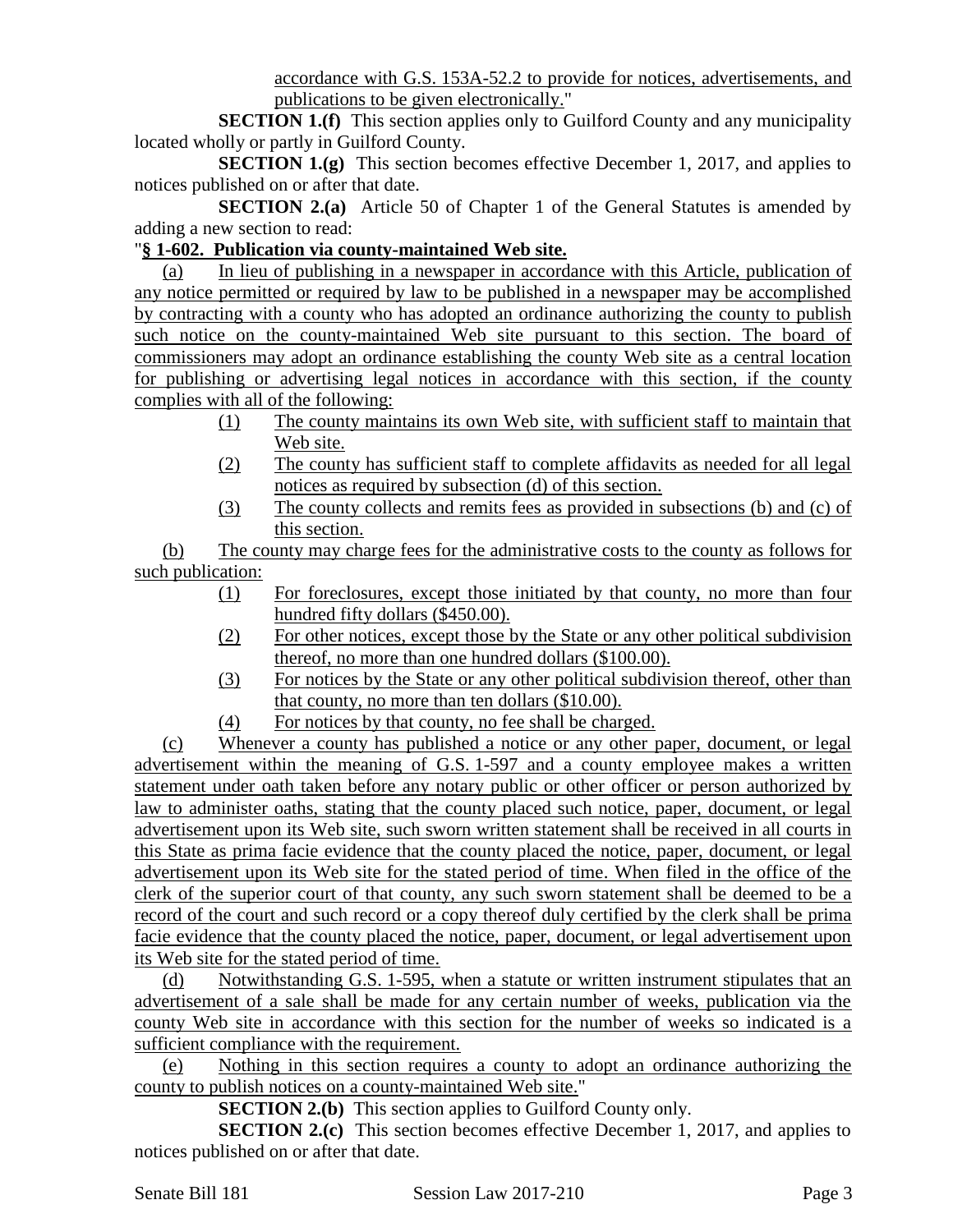accordance with G.S. 153A-52.2 to provide for notices, advertisements, and publications to be given electronically."

**SECTION 1.(f)** This section applies only to Guilford County and any municipality located wholly or partly in Guilford County.

**SECTION 1.(g)** This section becomes effective December 1, 2017, and applies to notices published on or after that date.

**SECTION 2.(a)** Article 50 of Chapter 1 of the General Statutes is amended by adding a new section to read:

"**§ 1-602. Publication via county-maintained Web site.**

(a) In lieu of publishing in a newspaper in accordance with this Article, publication of any notice permitted or required by law to be published in a newspaper may be accomplished by contracting with a county who has adopted an ordinance authorizing the county to publish such notice on the county-maintained Web site pursuant to this section. The board of commissioners may adopt an ordinance establishing the county Web site as a central location for publishing or advertising legal notices in accordance with this section, if the county complies with all of the following:

(1) The county maintains its own Web site, with sufficient staff to maintain that Web site.

(2) The county has sufficient staff to complete affidavits as needed for all legal notices as required by subsection (d) of this section.

(3) The county collects and remits fees as provided in subsections (b) and (c) of this section.

(b) The county may charge fees for the administrative costs to the county as follows for such publication:

(1) For foreclosures, except those initiated by that county, no more than four hundred fifty dollars ($450.00).

(2) For other notices, except those by the State or any other political subdivision thereof, no more than one hundred dollars ($100.00).

(3) For notices by the State or any other political subdivision thereof, other than that county, no more than ten dollars ($10.00).

(4) For notices by that county, no fee shall be charged.

(c) Whenever a county has published a notice or any other paper, document, or legal advertisement within the meaning of G.S. 1-597 and a county employee makes a written statement under oath taken before any notary public or other officer or person authorized by law to administer oaths, stating that the county placed such notice, paper, document, or legal advertisement upon its Web site, such sworn written statement shall be received in all courts in this State as prima facie evidence that the county placed the notice, paper, document, or legal advertisement upon its Web site for the stated period of time. When filed in the office of the clerk of the superior court of that county, any such sworn statement shall be deemed to be a record of the court and such record or a copy thereof duly certified by the clerk shall be prima facie evidence that the county placed the notice, paper, document, or legal advertisement upon its Web site for the stated period of time.

(d) Notwithstanding G.S. 1-595, when a statute or written instrument stipulates that an advertisement of a sale shall be made for any certain number of weeks, publication via the county Web site in accordance with this section for the number of weeks so indicated is a sufficient compliance with the requirement.

(e) Nothing in this section requires a county to adopt an ordinance authorizing the county to publish notices on a county-maintained Web site."

**SECTION 2.(b)** This section applies to Guilford County only.

**SECTION 2.(c)** This section becomes effective December 1, 2017, and applies to notices published on or after that date.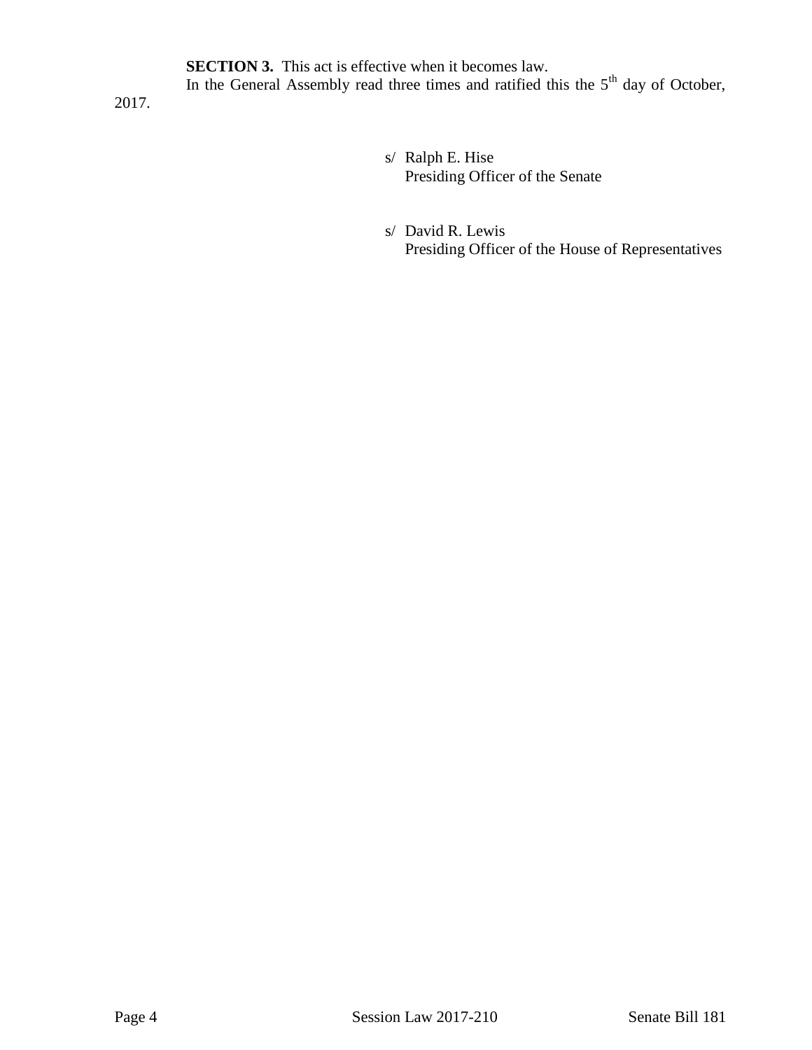**SECTION 3.** This act is effective when it becomes law.

In the General Assembly read three times and ratified this the 5th day of October, 2017.

s/ Ralph E. Hise
Presiding Officer of the Senate

s/ David R. Lewis
Presiding Officer of the House of Representatives